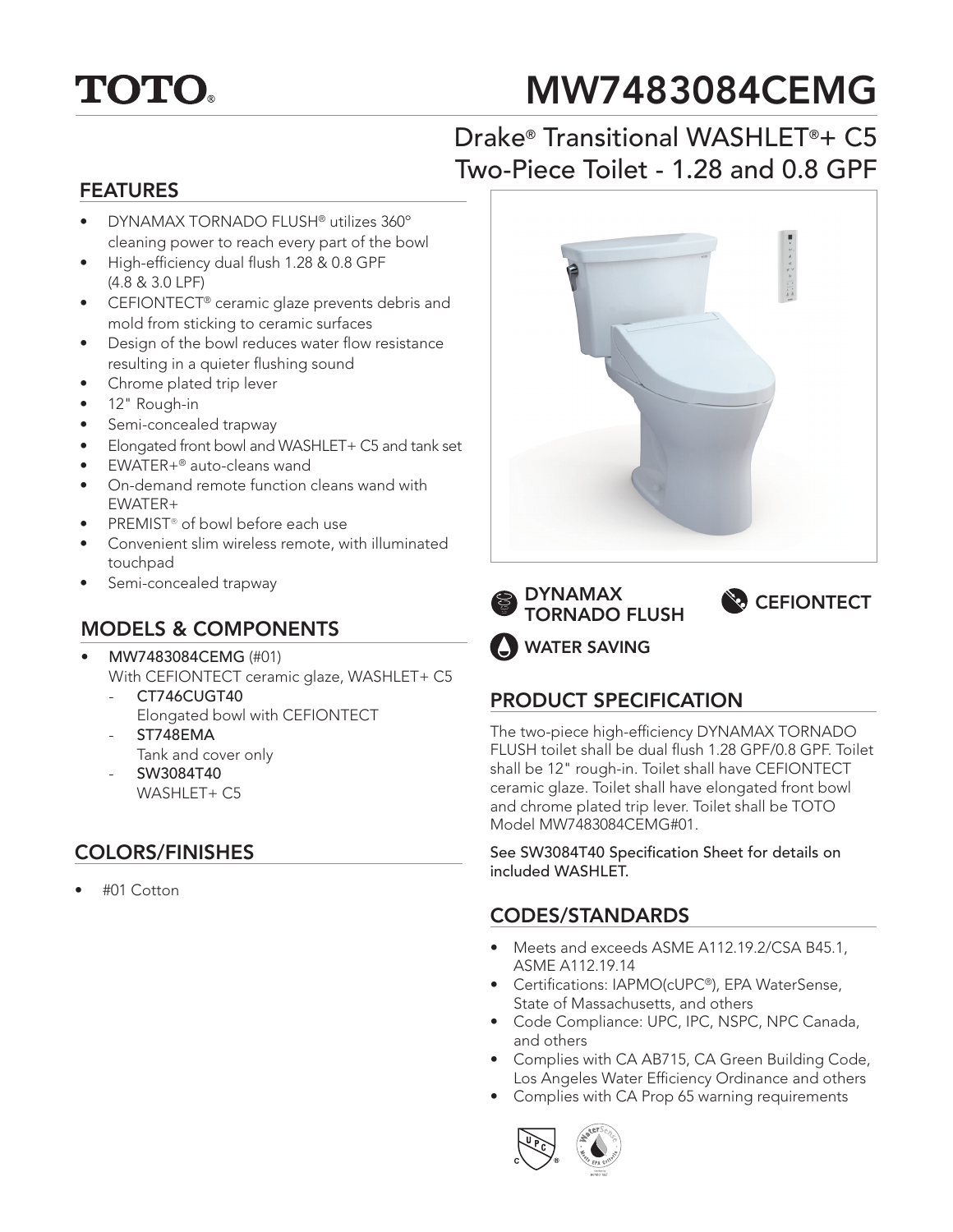# TOTO®

# MW7483084CEMG

## Drake® Transitional WASHLET®+ C5 Two-Piece Toilet - 1.28 and 0.8 GPF

## FEATURES

- DYNAMAX TORNADO FLUSH® utilizes 360° cleaning power to reach every part of the bowl
- High-efficiency dual flush 1.28 & 0.8 GPF (4.8 & 3.0 LPF)
- CEFIONTECT® ceramic glaze prevents debris and mold from sticking to ceramic surfaces
- Design of the bowl reduces water flow resistance resulting in a quieter flushing sound
- Chrome plated trip lever
- 12" Rough-in
- Semi-concealed trapway
- Elongated front bowl and WASHLET+ C5 and tank set
- EWATER+® auto-cleans wand
- On-demand remote function cleans wand with EWATER+
- PREMIST® of bowl before each use
- Convenient slim wireless remote, with illuminated touchpad
- Semi-concealed trapway

DYNAMAX TORNADO FLUSH

CEFIONTECT

WATER SAVING

## MODELS & COMPONENTS

- MW7483084CEMG (#01)
  With CEFIONTECT ceramic glaze, WASHLET+ C5
  - CT746CUGT40
    Elongated bowl with CEFIONTECT
  - ST748EMA
    Tank and cover only
  - SW3084T40
    WASHLET+ C5

## COLORS/FINISHES

- #01 Cotton

## PRODUCT SPECIFICATION

The two-piece high-efficiency DYNAMAX TORNADO FLUSH toilet shall be dual flush 1.28 GPF/0.8 GPF. Toilet shall be 12" rough-in. Toilet shall have CEFIONTECT ceramic glaze. Toilet shall have elongated front bowl and chrome plated trip lever. Toilet shall be TOTO Model MW7483084CEMG#01.

See SW3084T40 Specification Sheet for details on included WASHLET.

## CODES/STANDARDS

- Meets and exceeds ASME A112.19.2/CSA B45.1, ASME A112.19.14
- Certifications: IAPMO(cUPC®), EPA WaterSense, State of Massachusetts, and others
- Code Compliance: UPC, IPC, NSPC, NPC Canada, and others
- Complies with CA AB715, CA Green Building Code, Los Angeles Water Efficiency Ordinance and others
- Complies with CA Prop 65 warning requirements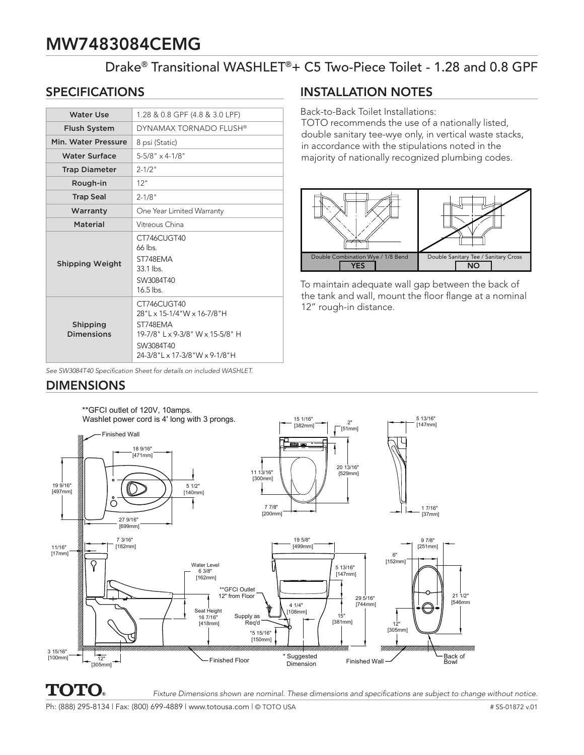# MW7483084CEMG

## Drake® Transitional WASHLET®+ C5 Two-Piece Toilet - 1.28 and 0.8 GPF

## SPECIFICATIONS

| | |
|---|---|
| Water Use | 1.28 & 0.8 GPF (4.8 & 3.0 LPF) |
| Flush System | DYNAMAX TORNADO FLUSH® |
| Min. Water Pressure | 8 psi (Static) |
| Water Surface | 5-5/8" x 4-1/8" |
| Trap Diameter | 2-1/2" |
| Rough-in | 12" |
| Trap Seal | 2-1/8" |
| Warranty | One Year Limited Warranty |
| Material | Vitreous China |
| Shipping Weight | CT746CUGT40 66 lbs. ST748EMA 33.1 lbs. SW3084T40 16.5 lbs. |
| Shipping Dimensions | CT746CUGT40 28"L x 15-1/4"W x 16-7/8"H ST748EMA 19-7/8" L x 9-3/8" W x 15-5/8" H SW3084T40 24-3/8"L x 17-3/8"W x 9-1/8"H |

*See SW3084T40 Specification Sheet for details on included WASHLET.*

## INSTALLATION NOTES

Back-to-Back Toilet Installations:
TOTO recommends the use of a nationally listed, double sanitary tee-wye only, in vertical waste stacks, in accordance with the stipulations noted in the majority of nationally recognized plumbing codes.

Double Combination Wye / 1/8 Bend
YES

Double Sanitary Tee / Sanitary Cross
NO

To maintain adequate wall gap between the back of the tank and wall, mount the floor flange at a nominal 12" rough-in distance.

## DIMENSIONS

**GFCI outlet of 120V, 10amps.
Washlet power cord is 4' long with 3 prongs.

Finished Wall
18 9/16" [471mm]
19 9/16" [497mm]
5 1/2" [140mm]
27 9/16" [699mm]
15 1/16" [382mm]
2" [51mm]
11 13/16" [300mm]
20 13/16" [529mm]
7 7/8" [200mm]
5 13/16" [147mm]
1 7/16" [37mm]
11/16" [17mm]
7 3/16" [182mm]
Water Level 6 3/8" [162mm]
**GFCI Outlet 12" from Floor
Seat Height 16 7/16" [418mm]
Supply as Req'd
*5 15/16" [150mm]
3 15/16" [100mm]
12" [305mm]
Finished Floor
19 5/8" [499mm]
5 13/16" [147mm]
4 1/4" [108mm]
29 5/16" [744mm]
15" [381mm]
* Suggested Dimension
9 7/8" [251mm]
6" [152mm]
21 1/2" [546mm
12" [305mm]
Finished Wall
Back of Bowl

*Fixture Dimensions shown are nominal. These dimensions and specifications are subject to change without notice.*

Ph: (888) 295-8134 | Fax: (800) 699-4889 | www.totousa.com | © TOTO USA

# SS-01872 v.01